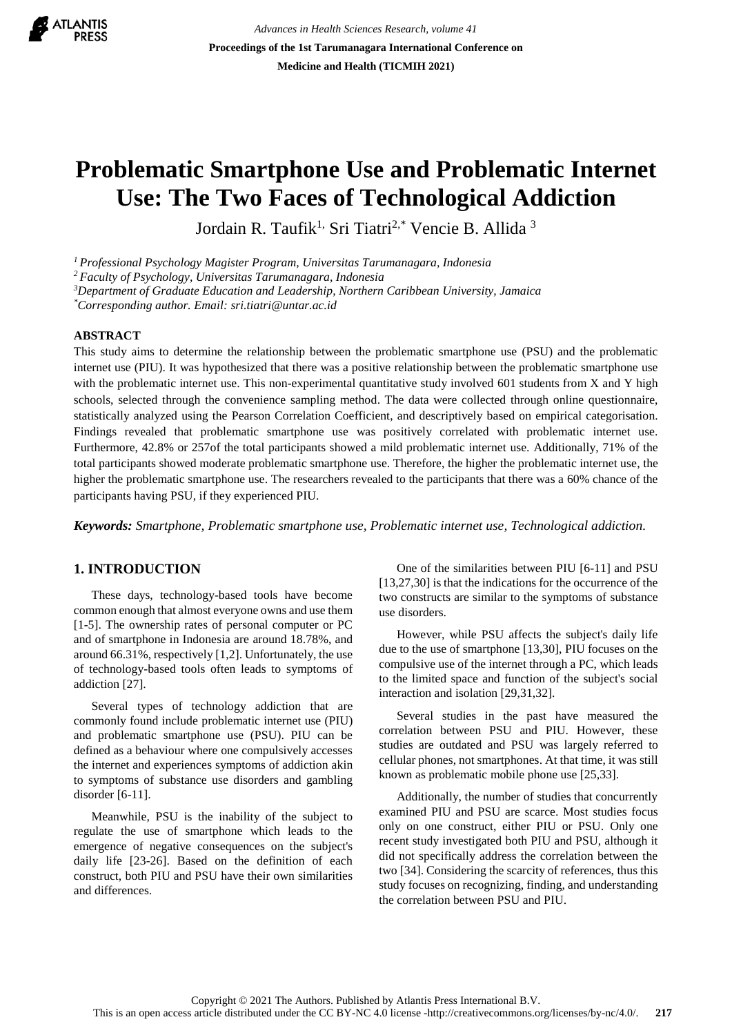# Problematic Smartphone Use and Problematic Internet Use: The Two Faces of Technological Addiction

Jordain R. Taufik[1], Sri Tiatri[2,*] Vencie B. Allida [3]

[1] *Professional Psychology Magister Program, Universitas Tarumanagara, Indonesia*
[2] *Faculty of Psychology, Universitas Tarumanagara, Indonesia*
[3] *Department of Graduate Education and Leadership, Northern Caribbean University, Jamaica*
[*] *Corresponding author. Email: sri.tiatri@untar.ac.id*

## ABSTRACT

This study aims to determine the relationship between the problematic smartphone use (PSU) and the problematic internet use (PIU). It was hypothesized that there was a positive relationship between the problematic smartphone use with the problematic internet use. This non-experimental quantitative study involved 601 students from X and Y high schools, selected through the convenience sampling method. The data were collected through online questionnaire, statistically analyzed using the Pearson Correlation Coefficient, and descriptively based on empirical categorisation. Findings revealed that problematic smartphone use was positively correlated with problematic internet use. Furthermore, 42.8% or 257of the total participants showed a mild problematic internet use. Additionally, 71% of the total participants showed moderate problematic smartphone use. Therefore, the higher the problematic internet use, the higher the problematic smartphone use. The researchers revealed to the participants that there was a 60% chance of the participants having PSU, if they experienced PIU.

***Keywords:*** *Smartphone, Problematic smartphone use, Problematic internet use, Technological addiction.*

## 1. INTRODUCTION

These days, technology-based tools have become common enough that almost everyone owns and use them [1-5]. The ownership rates of personal computer or PC and of smartphone in Indonesia are around 18.78%, and around 66.31%, respectively [1,2]. Unfortunately, the use of technology-based tools often leads to symptoms of addiction [27].

Several types of technology addiction that are commonly found include problematic internet use (PIU) and problematic smartphone use (PSU). PIU can be defined as a behaviour where one compulsively accesses the internet and experiences symptoms of addiction akin to symptoms of substance use disorders and gambling disorder [6-11].

Meanwhile, PSU is the inability of the subject to regulate the use of smartphone which leads to the emergence of negative consequences on the subject's daily life [23-26]. Based on the definition of each construct, both PIU and PSU have their own similarities and differences.

One of the similarities between PIU [6-11] and PSU [13,27,30] is that the indications for the occurrence of the two constructs are similar to the symptoms of substance use disorders.

However, while PSU affects the subject's daily life due to the use of smartphone [13,30], PIU focuses on the compulsive use of the internet through a PC, which leads to the limited space and function of the subject's social interaction and isolation [29,31,32].

Several studies in the past have measured the correlation between PSU and PIU. However, these studies are outdated and PSU was largely referred to cellular phones, not smartphones. At that time, it was still known as problematic mobile phone use [25,33].

Additionally, the number of studies that concurrently examined PIU and PSU are scarce. Most studies focus only on one construct, either PIU or PSU. Only one recent study investigated both PIU and PSU, although it did not specifically address the correlation between the two [34]. Considering the scarcity of references, thus this study focuses on recognizing, finding, and understanding the correlation between PSU and PIU.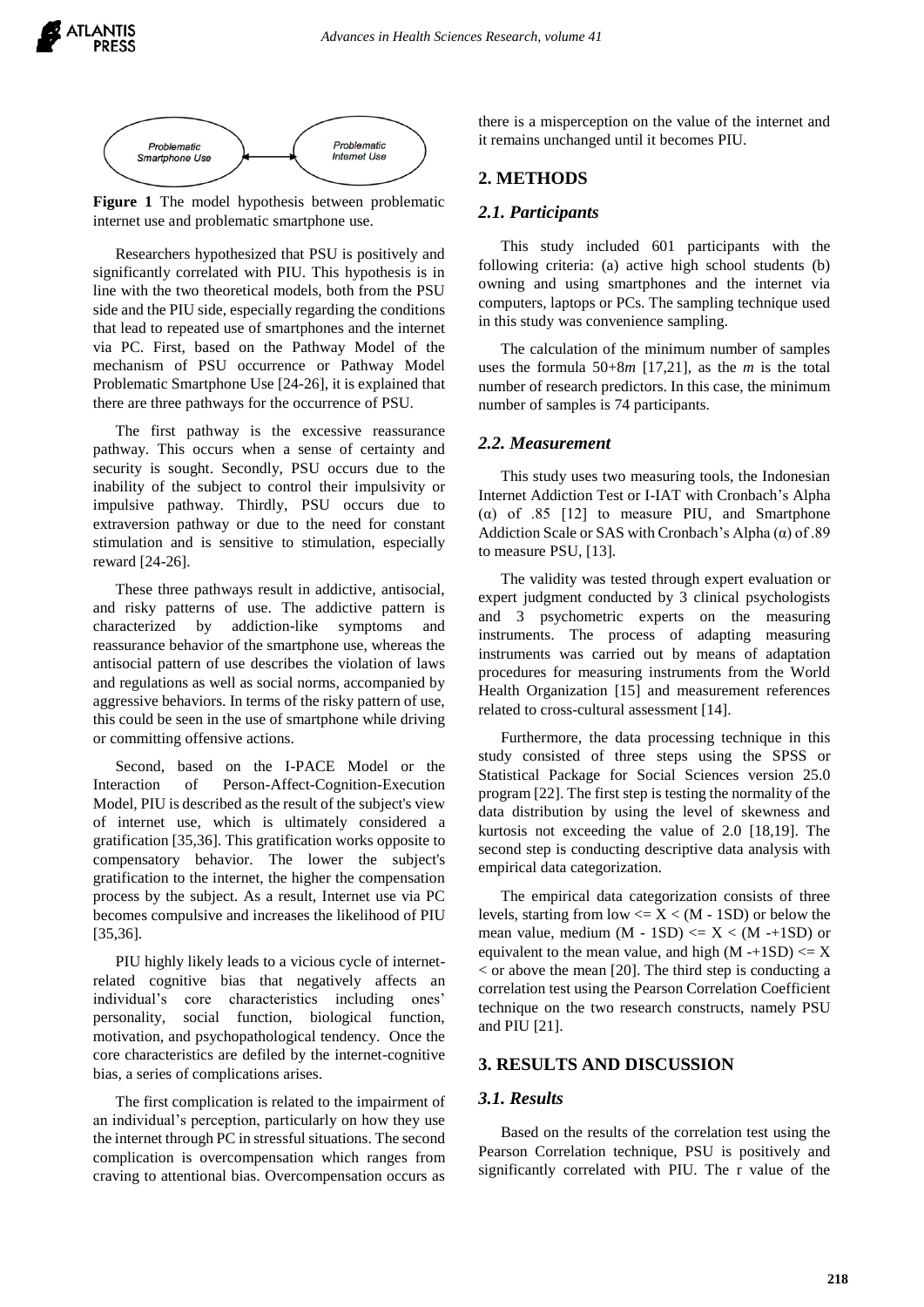Problematic Smartphone Use ⟷ Problematic Internet Use

**Figure 1** The model hypothesis between problematic internet use and problematic smartphone use.

Researchers hypothesized that PSU is positively and significantly correlated with PIU. This hypothesis is in line with the two theoretical models, both from the PSU side and the PIU side, especially regarding the conditions that lead to repeated use of smartphones and the internet via PC. First, based on the Pathway Model of the mechanism of PSU occurrence or Pathway Model Problematic Smartphone Use [24-26], it is explained that there are three pathways for the occurrence of PSU.

The first pathway is the excessive reassurance pathway. This occurs when a sense of certainty and security is sought. Secondly, PSU occurs due to the inability of the subject to control their impulsivity or impulsive pathway. Thirdly, PSU occurs due to extraversion pathway or due to the need for constant stimulation and is sensitive to stimulation, especially reward [24-26].

These three pathways result in addictive, antisocial, and risky patterns of use. The addictive pattern is characterized by addiction-like symptoms and reassurance behavior of the smartphone use, whereas the antisocial pattern of use describes the violation of laws and regulations as well as social norms, accompanied by aggressive behaviors. In terms of the risky pattern of use, this could be seen in the use of smartphone while driving or committing offensive actions.

Second, based on the I-PACE Model or the Interaction of Person-Affect-Cognition-Execution Model, PIU is described as the result of the subject's view of internet use, which is ultimately considered a gratification [35,36]. This gratification works opposite to compensatory behavior. The lower the subject's gratification to the internet, the higher the compensation process by the subject. As a result, Internet use via PC becomes compulsive and increases the likelihood of PIU [35,36].

PIU highly likely leads to a vicious cycle of internet-related cognitive bias that negatively affects an individual's core characteristics including ones' personality, social function, biological function, motivation, and psychopathological tendency. Once the core characteristics are defiled by the internet-cognitive bias, a series of complications arises.

The first complication is related to the impairment of an individual's perception, particularly on how they use the internet through PC in stressful situations. The second complication is overcompensation which ranges from craving to attentional bias. Overcompensation occurs as there is a misperception on the value of the internet and it remains unchanged until it becomes PIU.

## 2. METHODS

### 2.1. Participants

This study included 601 participants with the following criteria: (a) active high school students (b) owning and using smartphones and the internet via computers, laptops or PCs. The sampling technique used in this study was convenience sampling.

The calculation of the minimum number of samples uses the formula $50+8m$ [17,21], as the $m$ is the total number of research predictors. In this case, the minimum number of samples is 74 participants.

### 2.2. Measurement

This study uses two measuring tools, the Indonesian Internet Addiction Test or I-IAT with Cronbach's Alpha ($\alpha$) of .85 [12] to measure PIU, and Smartphone Addiction Scale or SAS with Cronbach's Alpha ($\alpha$) of .89 to measure PSU, [13].

The validity was tested through expert evaluation or expert judgment conducted by 3 clinical psychologists and 3 psychometric experts on the measuring instruments. The process of adapting measuring instruments was carried out by means of adaptation procedures for measuring instruments from the World Health Organization [15] and measurement references related to cross-cultural assessment [14].

Furthermore, the data processing technique in this study consisted of three steps using the SPSS or Statistical Package for Social Sciences version 25.0 program [22]. The first step is testing the normality of the data distribution by using the level of skewness and kurtosis not exceeding the value of 2.0 [18,19]. The second step is conducting descriptive data analysis with empirical data categorization.

The empirical data categorization consists of three levels, starting from low $<= X < (M - 1SD)$ or below the mean value, medium $(M - 1SD) <= X < (M -+1SD)$ or equivalent to the mean value, and high $(M -+1SD) <= X <$ or above the mean [20]. The third step is conducting a correlation test using the Pearson Correlation Coefficient technique on the two research constructs, namely PSU and PIU [21].

## 3. RESULTS AND DISCUSSION

### 3.1. Results

Based on the results of the correlation test using the Pearson Correlation technique, PSU is positively and significantly correlated with PIU. The r value of the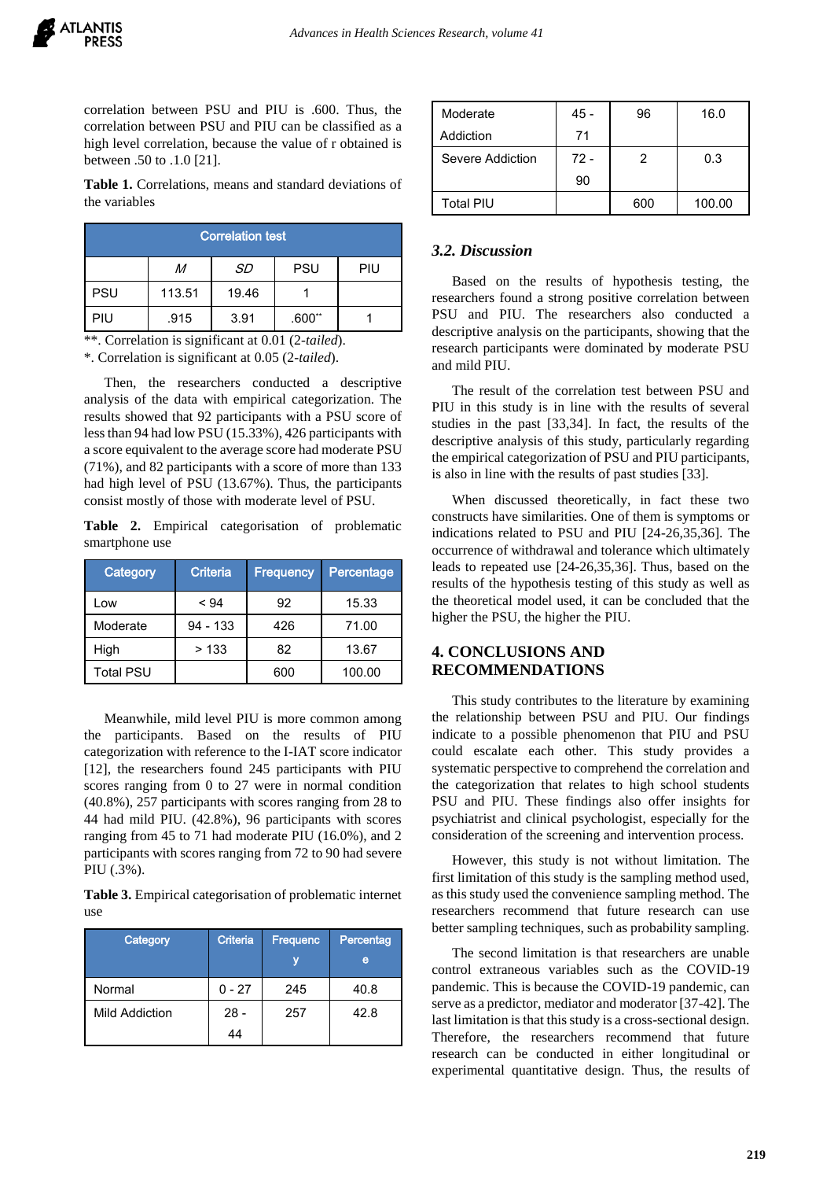correlation between PSU and PIU is .600. Thus, the correlation between PSU and PIU can be classified as a high level correlation, because the value of r obtained is between .50 to .1.0 [21].

**Table 1.** Correlations, means and standard deviations of the variables

| Correlation test | | | | |
|---|---|---|---|---|
| | *M* | *SD* | PSU | PIU |
| PSU | 113.51 | 19.46 | 1 | |
| PIU | .915 | 3.91 | .600** | 1 |

**. Correlation is significant at 0.01 (2-*tailed*).
*. Correlation is significant at 0.05 (2-*tailed*).

Then, the researchers conducted a descriptive analysis of the data with empirical categorization. The results showed that 92 participants with a PSU score of less than 94 had low PSU (15.33%), 426 participants with a score equivalent to the average score had moderate PSU (71%), and 82 participants with a score of more than 133 had high level of PSU (13.67%). Thus, the participants consist mostly of those with moderate level of PSU.

**Table 2.** Empirical categorisation of problematic smartphone use

| Category | Criteria | Frequency | Percentage |
|---|---|---|---|
| Low | < 94 | 92 | 15.33 |
| Moderate | 94 - 133 | 426 | 71.00 |
| High | > 133 | 82 | 13.67 |
| Total PSU | | 600 | 100.00 |

Meanwhile, mild level PIU is more common among the participants. Based on the results of PIU categorization with reference to the I-IAT score indicator [12], the researchers found 245 participants with PIU scores ranging from 0 to 27 were in normal condition (40.8%), 257 participants with scores ranging from 28 to 44 had mild PIU. (42.8%), 96 participants with scores ranging from 45 to 71 had moderate PIU (16.0%), and 2 participants with scores ranging from 72 to 90 had severe PIU (.3%).

**Table 3.** Empirical categorisation of problematic internet use

| Category | Criteria | Frequency | Percentage |
|---|---|---|---|
| Normal | 0 - 27 | 245 | 40.8 |
| Mild Addiction | 28 - 44 | 257 | 42.8 |
| Moderate Addiction | 45 - 71 | 96 | 16.0 |
| Severe Addiction | 72 - 90 | 2 | 0.3 |
| Total PIU | | 600 | 100.00 |

### *3.2. Discussion*

Based on the results of hypothesis testing, the researchers found a strong positive correlation between PSU and PIU. The researchers also conducted a descriptive analysis on the participants, showing that the research participants were dominated by moderate PSU and mild PIU.

The result of the correlation test between PSU and PIU in this study is in line with the results of several studies in the past [33,34]. In fact, the results of the descriptive analysis of this study, particularly regarding the empirical categorization of PSU and PIU participants, is also in line with the results of past studies [33].

When discussed theoretically, in fact these two constructs have similarities. One of them is symptoms or indications related to PSU and PIU [24-26,35,36]. The occurrence of withdrawal and tolerance which ultimately leads to repeated use [24-26,35,36]. Thus, based on the results of the hypothesis testing of this study as well as the theoretical model used, it can be concluded that the higher the PSU, the higher the PIU.

## 4. CONCLUSIONS AND RECOMMENDATIONS

This study contributes to the literature by examining the relationship between PSU and PIU. Our findings indicate to a possible phenomenon that PIU and PSU could escalate each other. This study provides a systematic perspective to comprehend the correlation and the categorization that relates to high school students PSU and PIU. These findings also offer insights for psychiatrist and clinical psychologist, especially for the consideration of the screening and intervention process.

However, this study is not without limitation. The first limitation of this study is the sampling method used, as this study used the convenience sampling method. The researchers recommend that future research can use better sampling techniques, such as probability sampling.

The second limitation is that researchers are unable control extraneous variables such as the COVID-19 pandemic. This is because the COVID-19 pandemic, can serve as a predictor, mediator and moderator [37-42]. The last limitation is that this study is a cross-sectional design. Therefore, the researchers recommend that future research can be conducted in either longitudinal or experimental quantitative design. Thus, the results of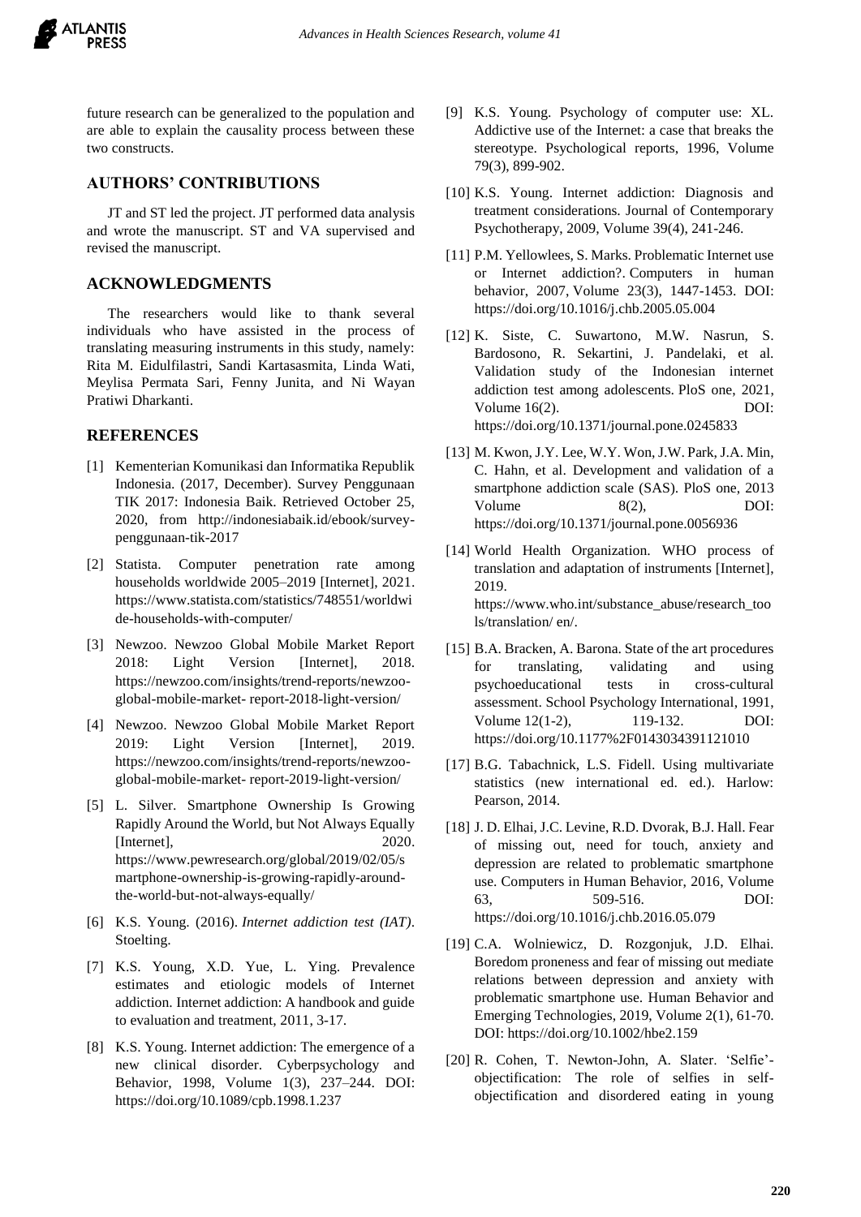future research can be generalized to the population and are able to explain the causality process between these two constructs.

## AUTHORS' CONTRIBUTIONS

JT and ST led the project. JT performed data analysis and wrote the manuscript. ST and VA supervised and revised the manuscript.

## ACKNOWLEDGMENTS

The researchers would like to thank several individuals who have assisted in the process of translating measuring instruments in this study, namely: Rita M. Eidulfilastri, Sandi Kartasasmita, Linda Wati, Meylisa Permata Sari, Fenny Junita, and Ni Wayan Pratiwi Dharkanti.

## REFERENCES

[1] Kementerian Komunikasi dan Informatika Republik Indonesia. (2017, December). Survey Penggunaan TIK 2017: Indonesia Baik. Retrieved October 25, 2020, from http://indonesiabaik.id/ebook/survey-penggunaan-tik-2017

[2] Statista. Computer penetration rate among households worldwide 2005–2019 [Internet], 2021. https://www.statista.com/statistics/748551/worldwide-households-with-computer/

[3] Newzoo. Newzoo Global Mobile Market Report 2018: Light Version [Internet], 2018. https://newzoo.com/insights/trend-reports/newzoo-global-mobile-market- report-2018-light-version/

[4] Newzoo. Newzoo Global Mobile Market Report 2019: Light Version [Internet], 2019. https://newzoo.com/insights/trend-reports/newzoo-global-mobile-market- report-2019-light-version/

[5] L. Silver. Smartphone Ownership Is Growing Rapidly Around the World, but Not Always Equally [Internet], 2020. https://www.pewresearch.org/global/2019/02/05/smartphone-ownership-is-growing-rapidly-around-the-world-but-not-always-equally/

[6] K.S. Young. (2016). *Internet addiction test (IAT)*. Stoelting.

[7] K.S. Young, X.D. Yue, L. Ying. Prevalence estimates and etiologic models of Internet addiction. Internet addiction: A handbook and guide to evaluation and treatment, 2011, 3-17.

[8] K.S. Young. Internet addiction: The emergence of a new clinical disorder. Cyberpsychology and Behavior, 1998, Volume 1(3), 237–244. DOI: https://doi.org/10.1089/cpb.1998.1.237

[9] K.S. Young. Psychology of computer use: XL. Addictive use of the Internet: a case that breaks the stereotype. Psychological reports, 1996, Volume 79(3), 899-902.

[10] K.S. Young. Internet addiction: Diagnosis and treatment considerations. Journal of Contemporary Psychotherapy, 2009, Volume 39(4), 241-246.

[11] P.M. Yellowlees, S. Marks. Problematic Internet use or Internet addiction?. Computers in human behavior, 2007, Volume 23(3), 1447-1453. DOI: https://doi.org/10.1016/j.chb.2005.05.004

[12] K. Siste, C. Suwartono, M.W. Nasrun, S. Bardosono, R. Sekartini, J. Pandelaki, et al. Validation study of the Indonesian internet addiction test among adolescents. PloS one, 2021, Volume 16(2). DOI: https://doi.org/10.1371/journal.pone.0245833

[13] M. Kwon, J.Y. Lee, W.Y. Won, J.W. Park, J.A. Min, C. Hahn, et al. Development and validation of a smartphone addiction scale (SAS). PloS one, 2013 Volume 8(2), DOI: https://doi.org/10.1371/journal.pone.0056936

[14] World Health Organization. WHO process of translation and adaptation of instruments [Internet], 2019. https://www.who.int/substance_abuse/research_tools/translation/ en/.

[15] B.A. Bracken, A. Barona. State of the art procedures for translating, validating and using psychoeducational tests in cross-cultural assessment. School Psychology International, 1991, Volume 12(1-2), 119-132. DOI: https://doi.org/10.1177%2F0143034391121010

[17] B.G. Tabachnick, L.S. Fidell. Using multivariate statistics (new international ed. ed.). Harlow: Pearson, 2014.

[18] J. D. Elhai, J.C. Levine, R.D. Dvorak, B.J. Hall. Fear of missing out, need for touch, anxiety and depression are related to problematic smartphone use. Computers in Human Behavior, 2016, Volume 63, 509-516. DOI: https://doi.org/10.1016/j.chb.2016.05.079

[19] C.A. Wolniewicz, D. Rozgonjuk, J.D. Elhai. Boredom proneness and fear of missing out mediate relations between depression and anxiety with problematic smartphone use. Human Behavior and Emerging Technologies, 2019, Volume 2(1), 61-70. DOI: https://doi.org/10.1002/hbe2.159

[20] R. Cohen, T. Newton-John, A. Slater. 'Selfie'-objectification: The role of selfies in self-objectification and disordered eating in young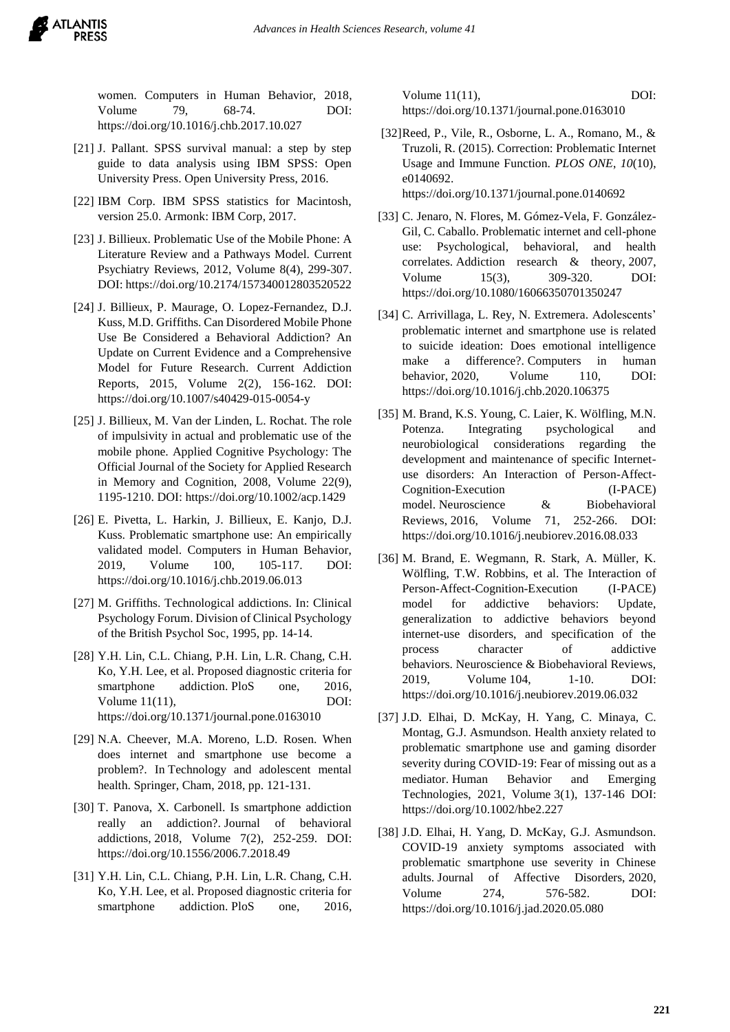women. Computers in Human Behavior, 2018, Volume 79, 68-74. DOI: https://doi.org/10.1016/j.chb.2017.10.027

[21] J. Pallant. SPSS survival manual: a step by step guide to data analysis using IBM SPSS: Open University Press. Open University Press, 2016.

[22] IBM Corp. IBM SPSS statistics for Macintosh, version 25.0. Armonk: IBM Corp, 2017.

[23] J. Billieux. Problematic Use of the Mobile Phone: A Literature Review and a Pathways Model. Current Psychiatry Reviews, 2012, Volume 8(4), 299-307. DOI: https://doi.org/10.2174/157340012803520522

[24] J. Billieux, P. Maurage, O. Lopez-Fernandez, D.J. Kuss, M.D. Griffiths. Can Disordered Mobile Phone Use Be Considered a Behavioral Addiction? An Update on Current Evidence and a Comprehensive Model for Future Research. Current Addiction Reports, 2015, Volume 2(2), 156-162. DOI: https://doi.org/10.1007/s40429-015-0054-y

[25] J. Billieux, M. Van der Linden, L. Rochat. The role of impulsivity in actual and problematic use of the mobile phone. Applied Cognitive Psychology: The Official Journal of the Society for Applied Research in Memory and Cognition, 2008, Volume 22(9), 1195-1210. DOI: https://doi.org/10.1002/acp.1429

[26] E. Pivetta, L. Harkin, J. Billieux, E. Kanjo, D.J. Kuss. Problematic smartphone use: An empirically validated model. Computers in Human Behavior, 2019, Volume 100, 105-117. DOI: https://doi.org/10.1016/j.chb.2019.06.013

[27] M. Griffiths. Technological addictions. In: Clinical Psychology Forum. Division of Clinical Psychology of the British Psychol Soc, 1995, pp. 14-14.

[28] Y.H. Lin, C.L. Chiang, P.H. Lin, L.R. Chang, C.H. Ko, Y.H. Lee, et al. Proposed diagnostic criteria for smartphone addiction. PloS one, 2016, Volume 11(11), DOI: https://doi.org/10.1371/journal.pone.0163010

[29] N.A. Cheever, M.A. Moreno, L.D. Rosen. When does internet and smartphone use become a problem?. In Technology and adolescent mental health. Springer, Cham, 2018, pp. 121-131.

[30] T. Panova, X. Carbonell. Is smartphone addiction really an addiction?. Journal of behavioral addictions, 2018, Volume 7(2), 252-259. DOI: https://doi.org/10.1556/2006.7.2018.49

[31] Y.H. Lin, C.L. Chiang, P.H. Lin, L.R. Chang, C.H. Ko, Y.H. Lee, et al. Proposed diagnostic criteria for smartphone addiction. PloS one, 2016, Volume 11(11), DOI: https://doi.org/10.1371/journal.pone.0163010

[32] Reed, P., Vile, R., Osborne, L. A., Romano, M., & Truzoli, R. (2015). Correction: Problematic Internet Usage and Immune Function. *PLOS ONE*, *10*(10), e0140692. https://doi.org/10.1371/journal.pone.0140692

[33] C. Jenaro, N. Flores, M. Gómez-Vela, F. González-Gil, C. Caballo. Problematic internet and cell-phone use: Psychological, behavioral, and health correlates. Addiction research & theory, 2007, Volume 15(3), 309-320. DOI: https://doi.org/10.1080/16066350701350247

[34] C. Arrivillaga, L. Rey, N. Extremera. Adolescents' problematic internet and smartphone use is related to suicide ideation: Does emotional intelligence make a difference?. Computers in human behavior, 2020, Volume 110, DOI: https://doi.org/10.1016/j.chb.2020.106375

[35] M. Brand, K.S. Young, C. Laier, K. Wölfling, M.N. Potenza. Integrating psychological and neurobiological considerations regarding the development and maintenance of specific Internet-use disorders: An Interaction of Person-Affect-Cognition-Execution (I-PACE) model. Neuroscience & Biobehavioral Reviews, 2016, Volume 71, 252-266. DOI: https://doi.org/10.1016/j.neubiorev.2016.08.033

[36] M. Brand, E. Wegmann, R. Stark, A. Müller, K. Wölfling, T.W. Robbins, et al. The Interaction of Person-Affect-Cognition-Execution (I-PACE) model for addictive behaviors: Update, generalization to addictive behaviors beyond internet-use disorders, and specification of the process character of addictive behaviors. Neuroscience & Biobehavioral Reviews, 2019, Volume 104, 1-10. DOI: https://doi.org/10.1016/j.neubiorev.2019.06.032

[37] J.D. Elhai, D. McKay, H. Yang, C. Minaya, C. Montag, G.J. Asmundson. Health anxiety related to problematic smartphone use and gaming disorder severity during COVID-19: Fear of missing out as a mediator. Human Behavior and Emerging Technologies, 2021, Volume 3(1), 137-146 DOI: https://doi.org/10.1002/hbe2.227

[38] J.D. Elhai, H. Yang, D. McKay, G.J. Asmundson. COVID-19 anxiety symptoms associated with problematic smartphone use severity in Chinese adults. Journal of Affective Disorders, 2020, Volume 274, 576-582. DOI: https://doi.org/10.1016/j.jad.2020.05.080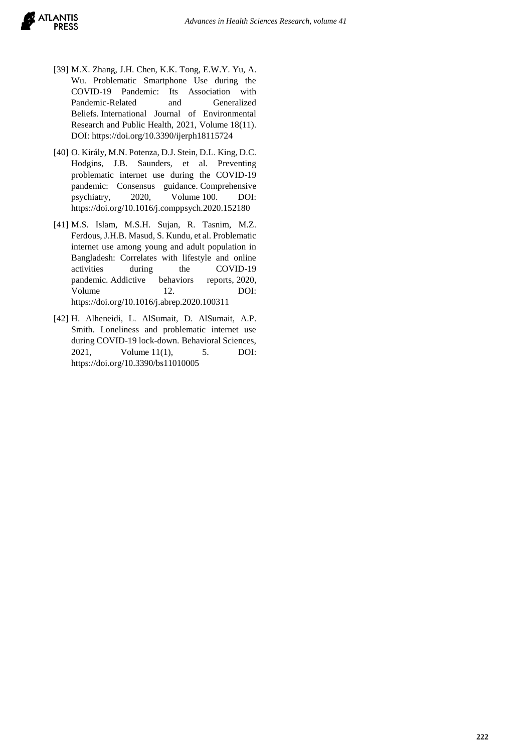[39] M.X. Zhang, J.H. Chen, K.K. Tong, E.W.Y. Yu, A. Wu. Problematic Smartphone Use during the COVID-19 Pandemic: Its Association with Pandemic-Related and Generalized Beliefs. International Journal of Environmental Research and Public Health, 2021, Volume 18(11). DOI: https://doi.org/10.3390/ijerph18115724

[40] O. Király, M.N. Potenza, D.J. Stein, D.L. King, D.C. Hodgins, J.B. Saunders, et al. Preventing problematic internet use during the COVID-19 pandemic: Consensus guidance. Comprehensive psychiatry, 2020, Volume 100. DOI: https://doi.org/10.1016/j.comppsych.2020.152180

[41] M.S. Islam, M.S.H. Sujan, R. Tasnim, M.Z. Ferdous, J.H.B. Masud, S. Kundu, et al. Problematic internet use among young and adult population in Bangladesh: Correlates with lifestyle and online activities during the COVID-19 pandemic. Addictive behaviors reports, 2020, Volume 12. DOI: https://doi.org/10.1016/j.abrep.2020.100311

[42] H. Alheneidi, L. AlSumait, D. AlSumait, A.P. Smith. Loneliness and problematic internet use during COVID-19 lock-down. Behavioral Sciences, 2021, Volume 11(1), 5. DOI: https://doi.org/10.3390/bs11010005